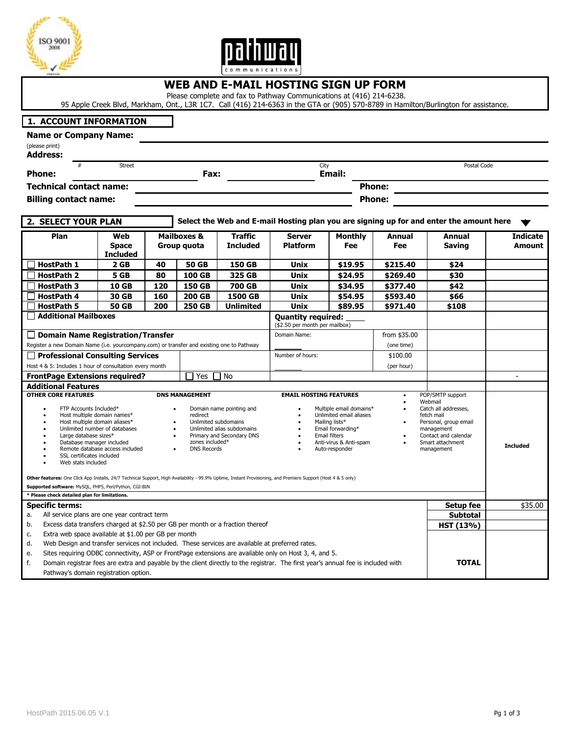# WEB AND E-MAIL HOSTING SIGN UP FORM

Please complete and fax to Pathway Communications at (416) 214-6238.
95 Apple Creek Blvd, Markham, Ont., L3R 1C7. Call (416) 214-6363 in the GTA or (905) 570-8789 in Hamilton/Burlington for assistance.

## 1. ACCOUNT INFORMATION

**Name or Company Name:** ______________________________
(please print)

**Address:** ______________________________
# Street City Postal Code

**Phone:** ____________ **Fax:** ____________ **Email:** ____________

**Technical contact name:** ____________ **Phone:** ____________

**Billing contact name:** ____________ **Phone:** ____________

## 2. SELECT YOUR PLAN

**Select the Web and E-mail Hosting plan you are signing up for and enter the amount here**

| Plan | Web Space Included | Mailboxes & | Group quota | Traffic Included | Server Platform | Monthly Fee | Annual Fee | Annual Saving | Indicate Amount |
|---|---|---|---|---|---|---|---|---|---|
| ☐ HostPath 1 | 2 GB | 40 | 50 GB | 150 GB | Unix | $19.95 | $215.40 | $24 | |
| ☐ HostPath 2 | 5 GB | 80 | 100 GB | 325 GB | Unix | $24.95 | $269.40 | $30 | |
| ☐ HostPath 3 | 10 GB | 120 | 150 GB | 700 GB | Unix | $34.95 | $377.40 | $42 | |
| ☐ HostPath 4 | 30 GB | 160 | 200 GB | 1500 GB | Unix | $54.95 | $593.40 | $66 | |
| ☐ HostPath 5 | 50 GB | 200 | 250 GB | Unlimited | Unix | $89.95 | $971.40 | $108 | |
| ☐ Additional Mailboxes | | | | | Quantity required: ____ ($2.50 per month per mailbox) | | | | |
| ☐ Domain Name Registration/Transfer<br>Register a new Domain Name (i.e. yourcompany.com) or transfer and existing one to Pathway | | | | | Domain Name: ____ | | from $35.00 (one time) | | |
| ☐ Professional Consulting Services<br>Host 4 & 5: Includes 1 hour of consultation every month | | | | | Number of hours: ____ | | $100.00 (per hour) | | |
| FrontPage Extensions required? | | ☐ Yes ☐ No | | | | | | | - |

**Additional Features**

**OTHER CORE FEATURES**
- FTP Accounts Included*
- Host multiple domain names*
- Host multiple domain aliases*
- Unlimited number of databases
- Large database sizes*
- Database manager included
- Remote database access included
- SSL certificates included
- Web stats included

**DNS MANAGEMENT**
- Domain name pointing and redirect
- Unlimited subdomains
- Unlimited alias subdomains
- Primary and Secondary DNS zones included*
- DNS Records

**EMAIL HOSTING FEATURES**
- Multiple email domains*
- Unlimited email aliases
- Mailing lists*
- Email forwarding*
- Email filters
- Anti-virus & Anti-spam
- Auto-responder
- POP/SMTP support
- Webmail
- Catch all addresses, fetch mail
- Personal, group email management
- Contact and calendar
- Smart attachment management

Indicate Amount: **Included**

**Other features:** One Click App Installs, 24/7 Technical Support, High Availability - 99.9% Uptime, Instant Provisioning, and Premiere Support (Host 4 & 5 only)

**Supported software:** MySQL, PHP5, Perl/Python, CGI-BIN

*** Please check detailed plan for limitations.**

**Specific terms:**

a. All service plans are one year contract term
b. Excess data transfers charged at $2.50 per GB per month or a fraction thereof
c. Extra web space available at $1.00 per GB per month
d. Web Design and transfer services not included. These services are available at preferred rates.
e. Sites requiring ODBC connectivity, ASP or FrontPage extensions are available only on Host 3, 4, and 5.
f. Domain registrar fees are extra and payable by the client directly to the registrar. The first year's annual fee is included with Pathway's domain registration option.

| | |
|---|---|
| **Setup fee** | $35.00 |
| **Subtotal** | |
| **HST (13%)** | |
| **TOTAL** | |

HostPath 2015.06.05 V.1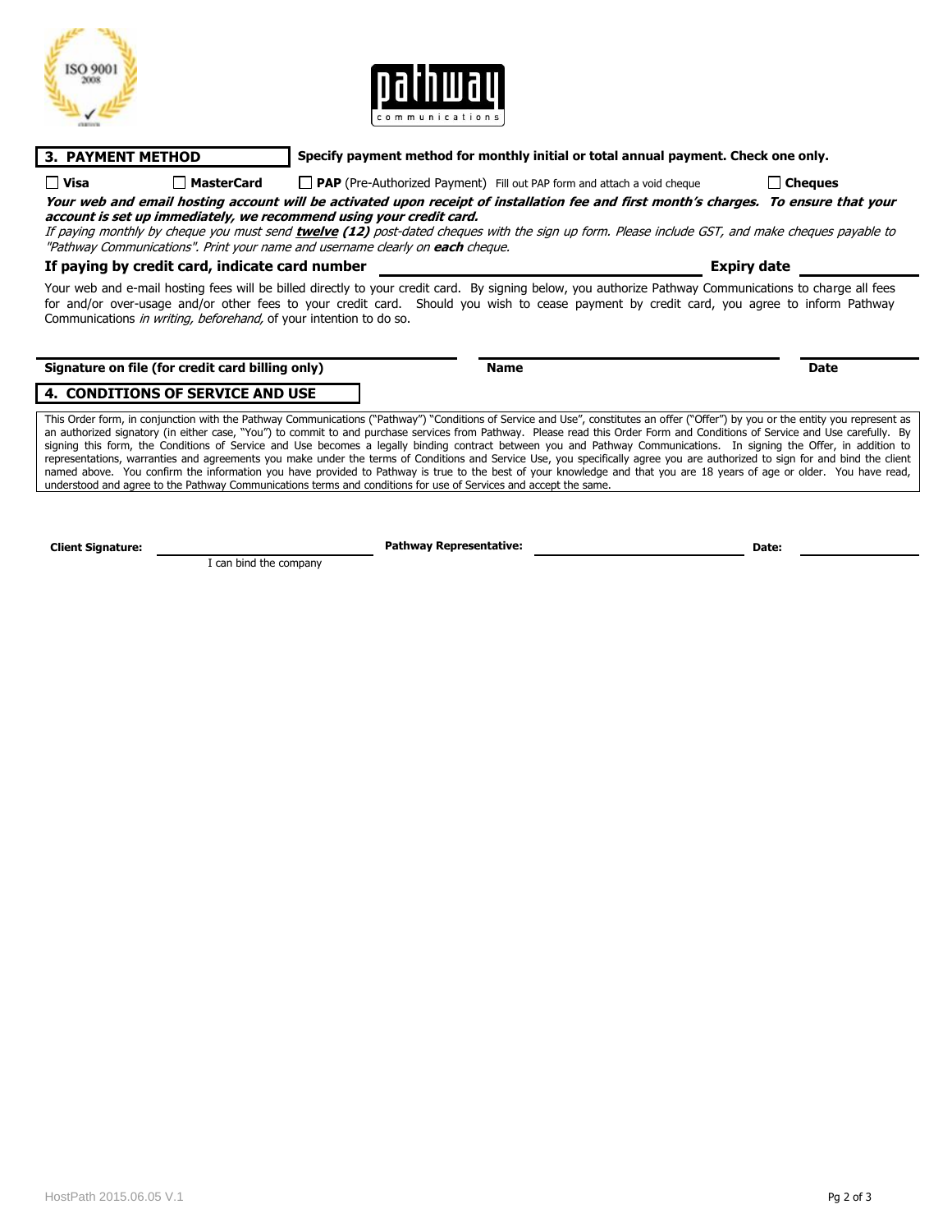## 3. PAYMENT METHOD

**Specify payment method for monthly initial or total annual payment. Check one only.**

☐ **Visa** ☐ **MasterCard** ☐ **PAP** (Pre-Authorized Payment) Fill out PAP form and attach a void cheque ☐ **Cheques**

***Your web and email hosting account will be activated upon receipt of installation fee and first month's charges. To ensure that your account is set up immediately, we recommend using your credit card.***

*If paying monthly by cheque you must send* ***twelve (12)*** *post-dated cheques with the sign up form. Please include GST, and make cheques payable to "Pathway Communications". Print your name and username clearly on* ***each*** *cheque.*

**If paying by credit card, indicate card number** ______________________ **Expiry date** __________

Your web and e-mail hosting fees will be billed directly to your credit card. By signing below, you authorize Pathway Communications to charge all fees for and/or over-usage and/or other fees to your credit card. Should you wish to cease payment by credit card, you agree to inform Pathway Communications *in writing, beforehand,* of your intention to do so.

**Signature on file (for credit card billing only)** | **Name** | **Date**

## 4. CONDITIONS OF SERVICE AND USE

This Order form, in conjunction with the Pathway Communications ("Pathway") "Conditions of Service and Use", constitutes an offer ("Offer") by you or the entity you represent as an authorized signatory (in either case, "You") to commit to and purchase services from Pathway. Please read this Order Form and Conditions of Service and Use carefully. By signing this form, the Conditions of Service and Use becomes a legally binding contract between you and Pathway Communications. In signing the Offer, in addition to representations, warranties and agreements you make under the terms of Conditions and Service Use, you specifically agree you are authorized to sign for and bind the client named above. You confirm the information you have provided to Pathway is true to the best of your knowledge and that you are 18 years of age or older. You have read, understood and agree to the Pathway Communications terms and conditions for use of Services and accept the same.

**Client Signature:** ______________________ **Pathway Representative:** ______________________ **Date:** __________

I can bind the company

HostPath 2015.06.05 V.1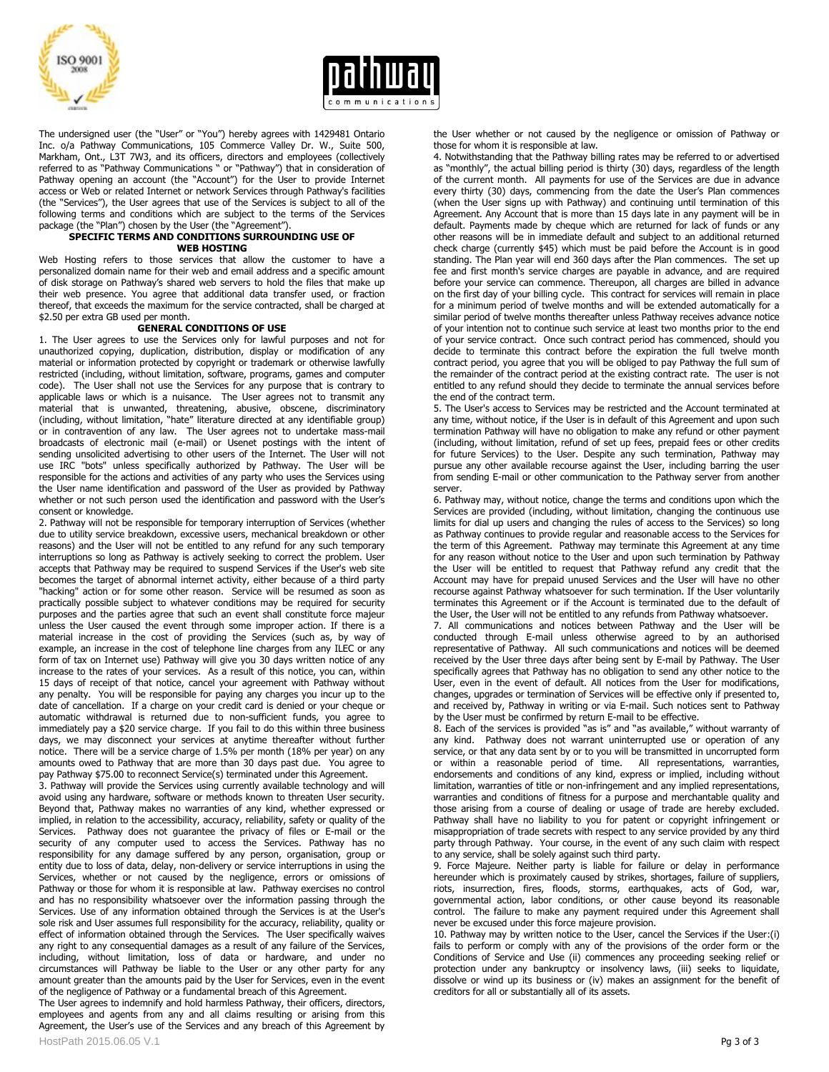The undersigned user (the "User" or "You") hereby agrees with 1429481 Ontario Inc. o/a Pathway Communications, 105 Commerce Valley Dr. W., Suite 500, Markham, Ont., L3T 7W3, and its officers, directors and employees (collectively referred to as "Pathway Communications " or "Pathway") that in consideration of Pathway opening an account (the "Account") for the User to provide Internet access or Web or related Internet or network Services through Pathway's facilities (the "Services"), the User agrees that use of the Services is subject to all of the following terms and conditions which are subject to the terms of the Services package (the "Plan") chosen by the User (the "Agreement").

**SPECIFIC TERMS AND CONDITIONS SURROUNDING USE OF WEB HOSTING**

Web Hosting refers to those services that allow the customer to have a personalized domain name for their web and email address and a specific amount of disk storage on Pathway's shared web servers to hold the files that make up their web presence. You agree that additional data transfer used, or fraction thereof, that exceeds the maximum for the service contracted, shall be charged at $2.50 per extra GB used per month.

**GENERAL CONDITIONS OF USE**

1. The User agrees to use the Services only for lawful purposes and not for unauthorized copying, duplication, distribution, display or modification of any material or information protected by copyright or trademark or otherwise lawfully restricted (including, without limitation, software, programs, games and computer code). The User shall not use the Services for any purpose that is contrary to applicable laws or which is a nuisance. The User agrees not to transmit any material that is unwanted, threatening, abusive, obscene, discriminatory (including, without limitation, "hate" literature directed at any identifiable group) or in contravention of any law. The User agrees not to undertake mass-mail broadcasts of electronic mail (e-mail) or Usenet postings with the intent of sending unsolicited advertising to other users of the Internet. The User will not use IRC "bots" unless specifically authorized by Pathway. The User will be responsible for the actions and activities of any party who uses the Services using the User name identification and password of the User as provided by Pathway whether or not such person used the identification and password with the User's consent or knowledge.

2. Pathway will not be responsible for temporary interruption of Services (whether due to utility service breakdown, excessive users, mechanical breakdown or other reasons) and the User will not be entitled to any refund for any such temporary interruptions so long as Pathway is actively seeking to correct the problem. User accepts that Pathway may be required to suspend Services if the User's web site becomes the target of abnormal internet activity, either because of a third party "hacking" action or for some other reason. Service will be resumed as soon as practically possible subject to whatever conditions may be required for security purposes and the parties agree that such an event shall constitute force majeur unless the User caused the event through some improper action. If there is a material increase in the cost of providing the Services (such as, by way of example, an increase in the cost of telephone line charges from any ILEC or any form of tax on Internet use) Pathway will give you 30 days written notice of any increase to the rates of your services. As a result of this notice, you can, within 15 days of receipt of that notice, cancel your agreement with Pathway without any penalty. You will be responsible for paying any charges you incur up to the date of cancellation. If a charge on your credit card is denied or your cheque or automatic withdrawal is returned due to non-sufficient funds, you agree to immediately pay a $20 service charge. If you fail to do this within three business days, we may disconnect your services at anytime thereafter without further notice. There will be a service charge of 1.5% per month (18% per year) on any amounts owed to Pathway that are more than 30 days past due. You agree to pay Pathway $75.00 to reconnect Service(s) terminated under this Agreement.

3. Pathway will provide the Services using currently available technology and will avoid using any hardware, software or methods known to threaten User security. Beyond that, Pathway makes no warranties of any kind, whether expressed or implied, in relation to the accessibility, accuracy, reliability, safety or quality of the Services. Pathway does not guarantee the privacy of files or E-mail or the security of any computer used to access the Services. Pathway has no responsibility for any damage suffered by any person, organisation, group or entity due to loss of data, delay, non-delivery or service interruptions in using the Services, whether or not caused by the negligence, errors or omissions of Pathway or those for whom it is responsible at law. Pathway exercises no control and has no responsibility whatsoever over the information passing through the Services. Use of any information obtained through the Services is at the User's sole risk and User assumes full responsibility for the accuracy, reliability, quality or effect of information obtained through the Services. The User specifically waives any right to any consequential damages as a result of any failure of the Services, including, without limitation, loss of data or hardware, and under no circumstances will Pathway be liable to the User or any other party for any amount greater than the amounts paid by the User for Services, even in the event of the negligence of Pathway or a fundamental breach of this Agreement.

The User agrees to indemnify and hold harmless Pathway, their officers, directors, employees and agents from any and all claims resulting or arising from this Agreement, the User's use of the Services and any breach of this Agreement by the User whether or not caused by the negligence or omission of Pathway or those for whom it is responsible at law.

4. Notwithstanding that the Pathway billing rates may be referred to or advertised as "monthly", the actual billing period is thirty (30) days, regardless of the length of the current month. All payments for use of the Services are due in advance every thirty (30) days, commencing from the date the User's Plan commences (when the User signs up with Pathway) and continuing until termination of this Agreement. Any Account that is more than 15 days late in any payment will be in default. Payments made by cheque which are returned for lack of funds or any other reasons will be in immediate default and subject to an additional returned check charge (currently $45) which must be paid before the Account is in good standing. The Plan year will end 360 days after the Plan commences. The set up fee and first month's service charges are payable in advance, and are required before your service can commence. Thereupon, all charges are billed in advance on the first day of your billing cycle. This contract for services will remain in place for a minimum period of twelve months and will be extended automatically for a similar period of twelve months thereafter unless Pathway receives advance notice of your intention not to continue such service at least two months prior to the end of your service contract. Once such contract period has commenced, should you decide to terminate this contract before the expiration the full twelve month contract period, you agree that you will be obliged to pay Pathway the full sum of the remainder of the contract period at the existing contract rate. The user is not entitled to any refund should they decide to terminate the annual services before the end of the contract term.

5. The User's access to Services may be restricted and the Account terminated at any time, without notice, if the User is in default of this Agreement and upon such termination Pathway will have no obligation to make any refund or other payment (including, without limitation, refund of set up fees, prepaid fees or other credits for future Services) to the User. Despite any such termination, Pathway may pursue any other available recourse against the User, including barring the user from sending E-mail or other communication to the Pathway server from another server.

6. Pathway may, without notice, change the terms and conditions upon which the Services are provided (including, without limitation, changing the continuous use limits for dial up users and changing the rules of access to the Services) so long as Pathway continues to provide regular and reasonable access to the Services for the term of this Agreement. Pathway may terminate this Agreement at any time for any reason without notice to the User and upon such termination by Pathway the User will be entitled to request that Pathway refund any credit that the Account may have for prepaid unused Services and the User will have no other recourse against Pathway whatsoever for such termination. If the User voluntarily terminates this Agreement or if the Account is terminated due to the default of the User, the User will not be entitled to any refunds from Pathway whatsoever.

7. All communications and notices between Pathway and the User will be conducted through E-mail unless otherwise agreed to by an authorised representative of Pathway. All such communications and notices will be deemed received by the User three days after being sent by E-mail by Pathway. The User specifically agrees that Pathway has no obligation to send any other notice to the User, even in the event of default. All notices from the User for modifications, changes, upgrades or termination of Services will be effective only if presented to, and received by, Pathway in writing or via E-mail. Such notices sent to Pathway by the User must be confirmed by return E-mail to be effective.

8. Each of the services is provided "as is" and "as available," without warranty of any kind. Pathway does not warrant uninterrupted use or operation of any service, or that any data sent by or to you will be transmitted in uncorrupted form or within a reasonable period of time. All representations, warranties, endorsements and conditions of any kind, express or implied, including without limitation, warranties of title or non-infringement and any implied representations, warranties and conditions of fitness for a purpose and merchantable quality and those arising from a course of dealing or usage of trade are hereby excluded. Pathway shall have no liability to you for patent or copyright infringement or misappropriation of trade secrets with respect to any service provided by any third party through Pathway. Your course, in the event of any such claim with respect to any service, shall be solely against such third party.

9. Force Majeure. Neither party is liable for failure or delay in performance hereunder which is proximately caused by strikes, shortages, failure of suppliers, riots, insurrection, fires, floods, storms, earthquakes, acts of God, war, governmental action, labor conditions, or other cause beyond its reasonable control. The failure to make any payment required under this Agreement shall never be excused under this force majeure provision.

10. Pathway may by written notice to the User, cancel the Services if the User:(i) fails to perform or comply with any of the provisions of the order form or the Conditions of Service and Use (ii) commences any proceeding seeking relief or protection under any bankruptcy or insolvency laws, (iii) seeks to liquidate, dissolve or wind up its business or (iv) makes an assignment for the benefit of creditors for all or substantially all of its assets.

HostPath 2015.06.05 V.1